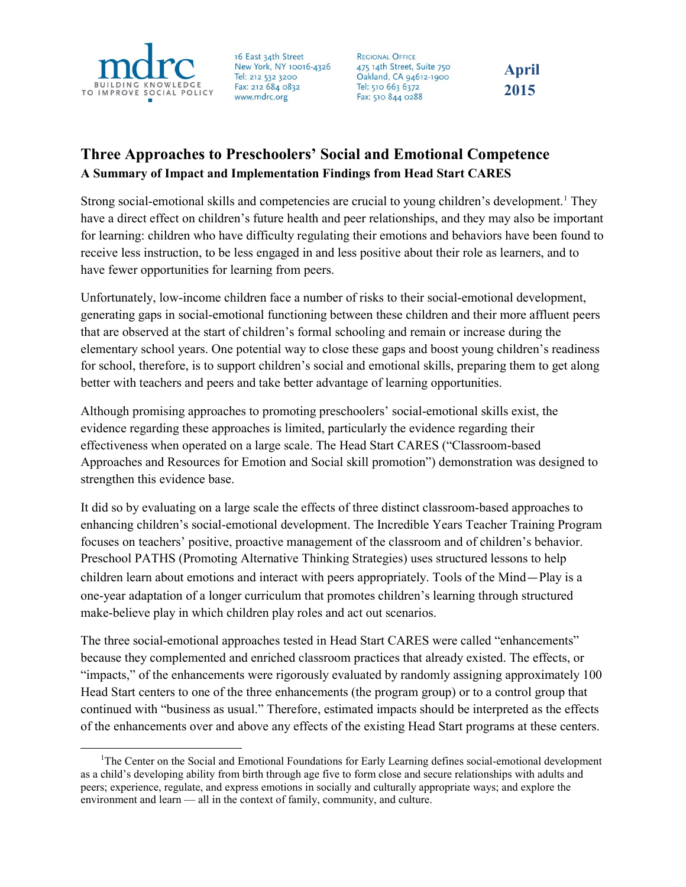mdrc
BUILDING KNOWLEDGE TO IMPROVE SOCIAL POLICY

16 East 34th Street
New York, NY 10016-4326
Tel: 212 532 3200
Fax: 212 684 0832
www.mdrc.org

Regional Office
475 14th Street, Suite 750
Oakland, CA 94612-1900
Tel: 510 663 6372
Fax: 510 844 0288

**April 2015**

# Three Approaches to Preschoolers' Social and Emotional Competence

## A Summary of Impact and Implementation Findings from Head Start CARES

Strong social-emotional skills and competencies are crucial to young children's development.[1] They have a direct effect on children's future health and peer relationships, and they may also be important for learning: children who have difficulty regulating their emotions and behaviors have been found to receive less instruction, to be less engaged in and less positive about their role as learners, and to have fewer opportunities for learning from peers.

Unfortunately, low-income children face a number of risks to their social-emotional development, generating gaps in social-emotional functioning between these children and their more affluent peers that are observed at the start of children's formal schooling and remain or increase during the elementary school years. One potential way to close these gaps and boost young children's readiness for school, therefore, is to support children's social and emotional skills, preparing them to get along better with teachers and peers and take better advantage of learning opportunities.

Although promising approaches to promoting preschoolers' social-emotional skills exist, the evidence regarding these approaches is limited, particularly the evidence regarding their effectiveness when operated on a large scale. The Head Start CARES ("Classroom-based Approaches and Resources for Emotion and Social skill promotion") demonstration was designed to strengthen this evidence base.

It did so by evaluating on a large scale the effects of three distinct classroom-based approaches to enhancing children's social-emotional development. The Incredible Years Teacher Training Program focuses on teachers' positive, proactive management of the classroom and of children's behavior. Preschool PATHS (Promoting Alternative Thinking Strategies) uses structured lessons to help children learn about emotions and interact with peers appropriately. Tools of the Mind—Play is a one-year adaptation of a longer curriculum that promotes children's learning through structured make-believe play in which children play roles and act out scenarios.

The three social-emotional approaches tested in Head Start CARES were called "enhancements" because they complemented and enriched classroom practices that already existed. The effects, or "impacts," of the enhancements were rigorously evaluated by randomly assigning approximately 100 Head Start centers to one of the three enhancements (the program group) or to a control group that continued with "business as usual." Therefore, estimated impacts should be interpreted as the effects of the enhancements over and above any effects of the existing Head Start programs at these centers.

[1] The Center on the Social and Emotional Foundations for Early Learning defines social-emotional development as a child's developing ability from birth through age five to form close and secure relationships with adults and peers; experience, regulate, and express emotions in socially and culturally appropriate ways; and explore the environment and learn — all in the context of family, community, and culture.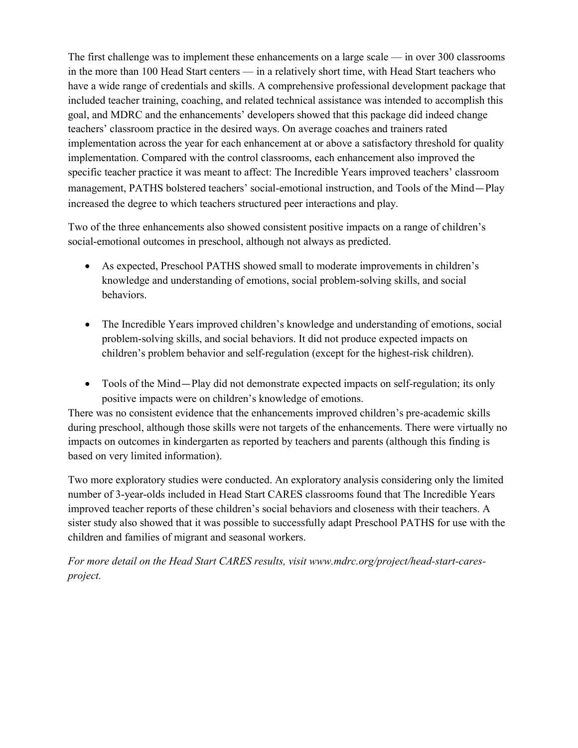The first challenge was to implement these enhancements on a large scale — in over 300 classrooms in the more than 100 Head Start centers — in a relatively short time, with Head Start teachers who have a wide range of credentials and skills. A comprehensive professional development package that included teacher training, coaching, and related technical assistance was intended to accomplish this goal, and MDRC and the enhancements' developers showed that this package did indeed change teachers' classroom practice in the desired ways. On average coaches and trainers rated implementation across the year for each enhancement at or above a satisfactory threshold for quality implementation. Compared with the control classrooms, each enhancement also improved the specific teacher practice it was meant to affect: The Incredible Years improved teachers' classroom management, PATHS bolstered teachers' social-emotional instruction, and Tools of the Mind—Play increased the degree to which teachers structured peer interactions and play.

Two of the three enhancements also showed consistent positive impacts on a range of children's social-emotional outcomes in preschool, although not always as predicted.

- As expected, Preschool PATHS showed small to moderate improvements in children's knowledge and understanding of emotions, social problem-solving skills, and social behaviors.
- The Incredible Years improved children's knowledge and understanding of emotions, social problem-solving skills, and social behaviors. It did not produce expected impacts on children's problem behavior and self-regulation (except for the highest-risk children).
- Tools of the Mind—Play did not demonstrate expected impacts on self-regulation; its only positive impacts were on children's knowledge of emotions.

There was no consistent evidence that the enhancements improved children's pre-academic skills during preschool, although those skills were not targets of the enhancements. There were virtually no impacts on outcomes in kindergarten as reported by teachers and parents (although this finding is based on very limited information).

Two more exploratory studies were conducted. An exploratory analysis considering only the limited number of 3-year-olds included in Head Start CARES classrooms found that The Incredible Years improved teacher reports of these children's social behaviors and closeness with their teachers. A sister study also showed that it was possible to successfully adapt Preschool PATHS for use with the children and families of migrant and seasonal workers.

*For more detail on the Head Start CARES results, visit www.mdrc.org/project/head-start-cares-project.*